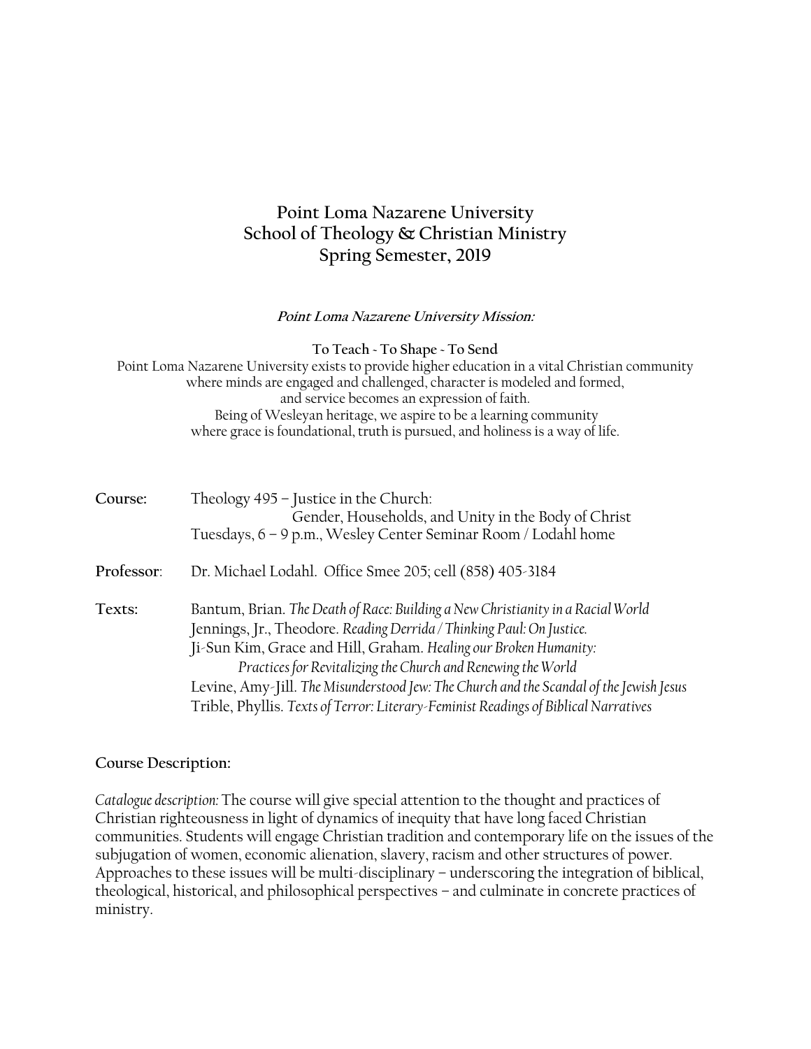# Point Loma Nazarene University
# School of Theology & Christian Ministry
# Spring Semester, 2019

***Point Loma Nazarene University Mission:***

**To Teach ~ To Shape ~ To Send**

Point Loma Nazarene University exists to provide higher education in a vital Christian community where minds are engaged and challenged, character is modeled and formed, and service becomes an expression of faith.
Being of Wesleyan heritage, we aspire to be a learning community where grace is foundational, truth is pursued, and holiness is a way of life.

**Course:** Theology 495 – Justice in the Church:
Gender, Households, and Unity in the Body of Christ
Tuesdays, 6 – 9 p.m., Wesley Center Seminar Room / Lodahl home

**Professor:** Dr. Michael Lodahl. Office Smee 205; cell (858) 405-3184

**Texts:**
- Bantum, Brian. *The Death of Race: Building a New Christianity in a Racial World*
- Jennings, Jr., Theodore. *Reading Derrida / Thinking Paul: On Justice.*
- Ji-Sun Kim, Grace and Hill, Graham. *Healing our Broken Humanity: Practices for Revitalizing the Church and Renewing the World*
- Levine, Amy-Jill. *The Misunderstood Jew: The Church and the Scandal of the Jewish Jesus*
- Trible, Phyllis. *Texts of Terror: Literary-Feminist Readings of Biblical Narratives*

## Course Description:

*Catalogue description:* The course will give special attention to the thought and practices of Christian righteousness in light of dynamics of inequity that have long faced Christian communities. Students will engage Christian tradition and contemporary life on the issues of the subjugation of women, economic alienation, slavery, racism and other structures of power. Approaches to these issues will be multi-disciplinary – underscoring the integration of biblical, theological, historical, and philosophical perspectives – and culminate in concrete practices of ministry.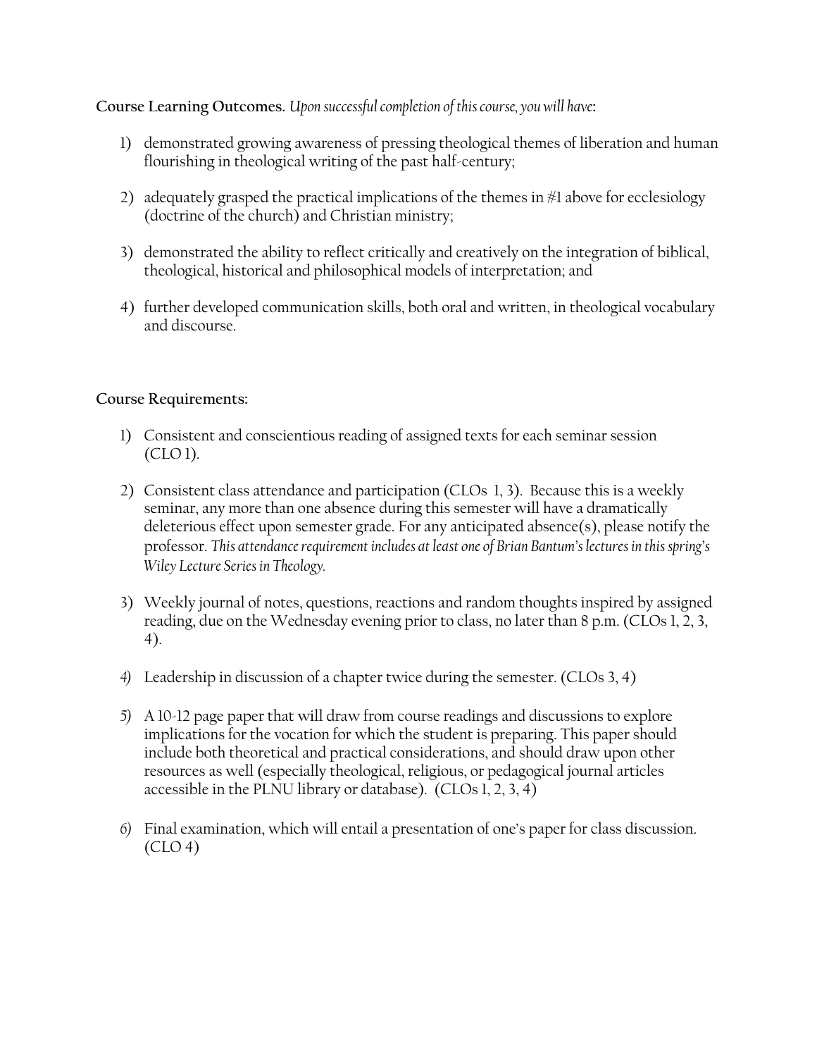**Course Learning Outcomes.** *Upon successful completion of this course, you will have*:

1) demonstrated growing awareness of pressing theological themes of liberation and human flourishing in theological writing of the past half-century;

2) adequately grasped the practical implications of the themes in #1 above for ecclesiology (doctrine of the church) and Christian ministry;

3) demonstrated the ability to reflect critically and creatively on the integration of biblical, theological, historical and philosophical models of interpretation; and

4) further developed communication skills, both oral and written, in theological vocabulary and discourse.

**Course Requirements:**

1) Consistent and conscientious reading of assigned texts for each seminar session (CLO 1).

2) Consistent class attendance and participation (CLOs 1, 3). Because this is a weekly seminar, any more than one absence during this semester will have a dramatically deleterious effect upon semester grade. For any anticipated absence(s), please notify the professor. *This attendance requirement includes at least one of Brian Bantum's lectures in this spring's Wiley Lecture Series in Theology.*

3) Weekly journal of notes, questions, reactions and random thoughts inspired by assigned reading, due on the Wednesday evening prior to class, no later than 8 p.m. (CLOs 1, 2, 3, 4).

4) Leadership in discussion of a chapter twice during the semester. (CLOs 3, 4)

5) A 10-12 page paper that will draw from course readings and discussions to explore implications for the vocation for which the student is preparing. This paper should include both theoretical and practical considerations, and should draw upon other resources as well (especially theological, religious, or pedagogical journal articles accessible in the PLNU library or database). (CLOs 1, 2, 3, 4)

6) Final examination, which will entail a presentation of one's paper for class discussion. (CLO 4)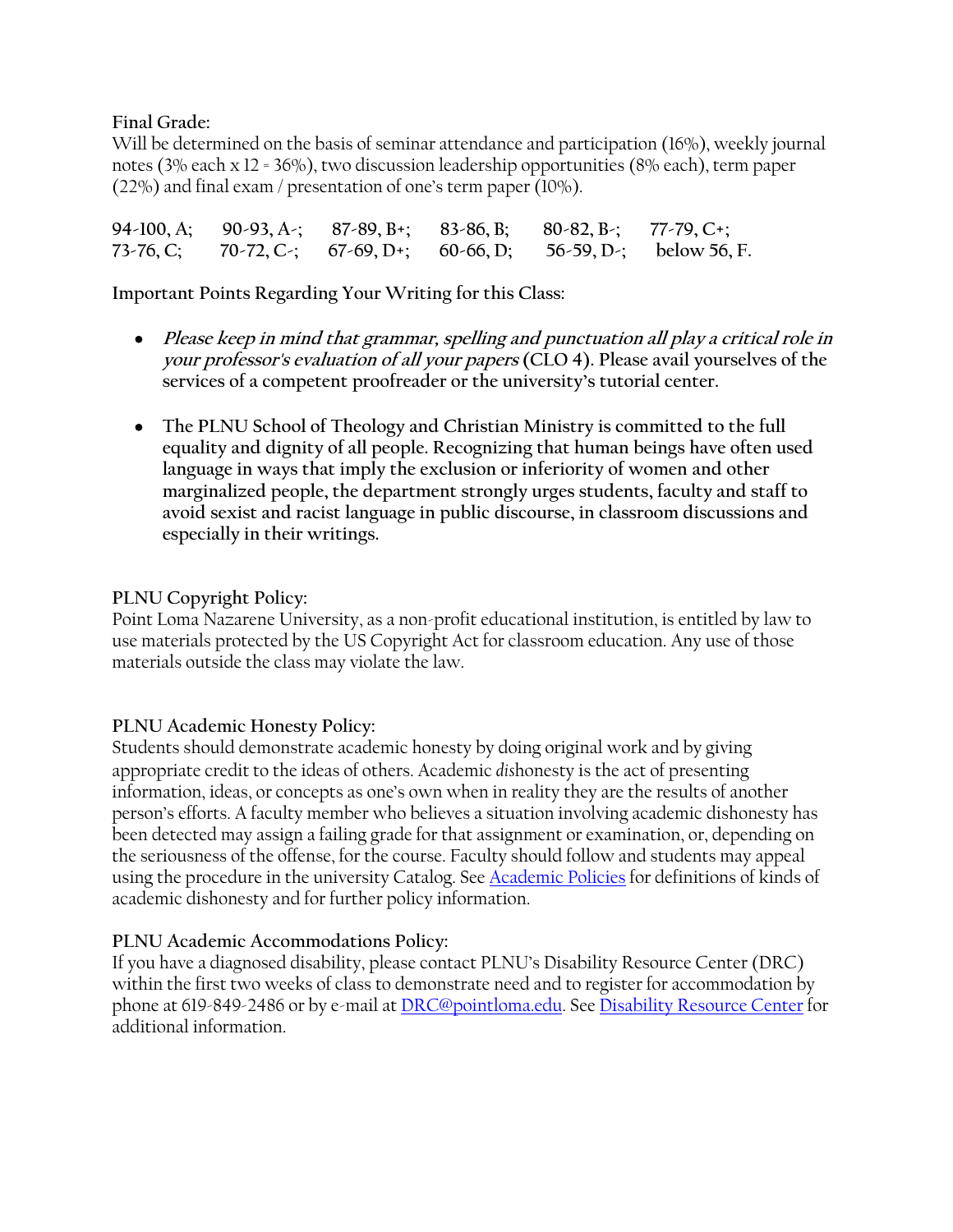**Final Grade:**
Will be determined on the basis of seminar attendance and participation (16%), weekly journal notes (3% each x 12 = 36%), two discussion leadership opportunities (8% each), term paper (22%) and final exam / presentation of one's term paper (10%).

| | | | | | |
|---|---|---|---|---|---|
| **94-100, A;** | **90-93, A-;** | **87-89, B+;** | **83-86, B;** | **80-82, B-;** | **77-79, C+;** |
| **73-76, C;** | **70-72, C-;** | **67-69, D+;** | **60-66, D;** | **56-59, D-;** | **below 56, F.** |

**Important Points Regarding Your Writing for this Class:**

- ***Please keep in mind that grammar, spelling and punctuation all play a critical role in your professor's evaluation of all your papers*** **(CLO 4). Please avail yourselves of the services of a competent proofreader or the university's tutorial center.**

- **The PLNU School of Theology and Christian Ministry is committed to the full equality and dignity of all people. Recognizing that human beings have often used language in ways that imply the exclusion or inferiority of women and other marginalized people, the department strongly urges students, faculty and staff to avoid sexist and racist language in public discourse, in classroom discussions and especially in their writings.**

**PLNU Copyright Policy:**
Point Loma Nazarene University, as a non-profit educational institution, is entitled by law to use materials protected by the US Copyright Act for classroom education. Any use of those materials outside the class may violate the law.

**PLNU Academic Honesty Policy:**
Students should demonstrate academic honesty by doing original work and by giving appropriate credit to the ideas of others. Academic *dis*honesty is the act of presenting information, ideas, or concepts as one's own when in reality they are the results of another person's efforts. A faculty member who believes a situation involving academic dishonesty has been detected may assign a failing grade for that assignment or examination, or, depending on the seriousness of the offense, for the course. Faculty should follow and students may appeal using the procedure in the university Catalog. See [Academic Policies] for definitions of kinds of academic dishonesty and for further policy information.

**PLNU Academic Accommodations Policy:**
If you have a diagnosed disability, please contact PLNU's Disability Resource Center (DRC) within the first two weeks of class to demonstrate need and to register for accommodation by phone at 619-849-2486 or by e-mail at DRC@pointloma.edu. See [Disability Resource Center] for additional information.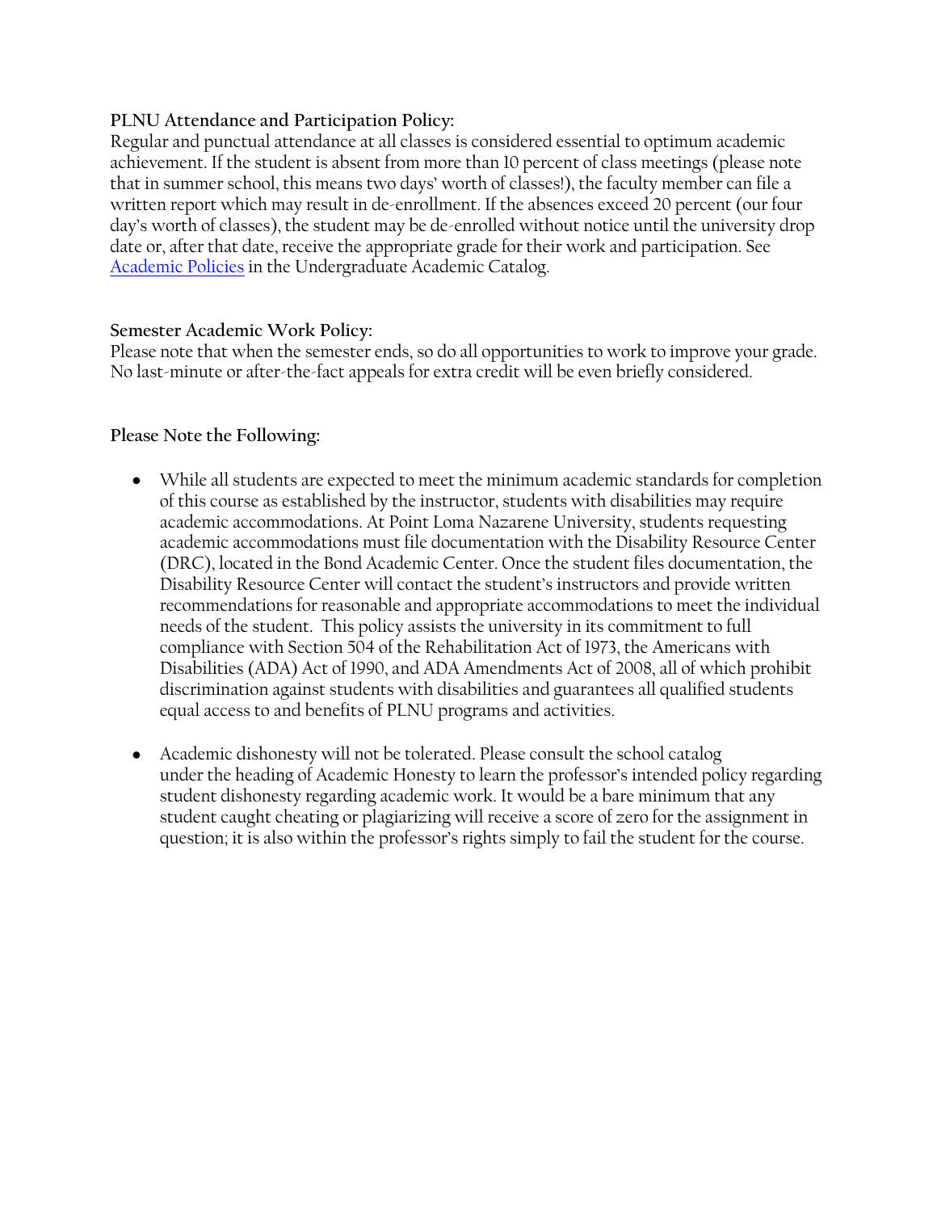**PLNU Attendance and Participation Policy:**
Regular and punctual attendance at all classes is considered essential to optimum academic achievement. If the student is absent from more than 10 percent of class meetings (please note that in summer school, this means two days' worth of classes!), the faculty member can file a written report which may result in de-enrollment. If the absences exceed 20 percent (our four day's worth of classes), the student may be de-enrolled without notice until the university drop date or, after that date, receive the appropriate grade for their work and participation. See [Academic Policies] in the Undergraduate Academic Catalog.

**Semester Academic Work Policy:**
Please note that when the semester ends, so do all opportunities to work to improve your grade. No last-minute or after-the-fact appeals for extra credit will be even briefly considered.

**Please Note the Following:**

- While all students are expected to meet the minimum academic standards for completion of this course as established by the instructor, students with disabilities may require academic accommodations. At Point Loma Nazarene University, students requesting academic accommodations must file documentation with the Disability Resource Center (DRC), located in the Bond Academic Center. Once the student files documentation, the Disability Resource Center will contact the student's instructors and provide written recommendations for reasonable and appropriate accommodations to meet the individual needs of the student. This policy assists the university in its commitment to full compliance with Section 504 of the Rehabilitation Act of 1973, the Americans with Disabilities (ADA) Act of 1990, and ADA Amendments Act of 2008, all of which prohibit discrimination against students with disabilities and guarantees all qualified students equal access to and benefits of PLNU programs and activities.

- Academic dishonesty will not be tolerated. Please consult the school catalog under the heading of Academic Honesty to learn the professor's intended policy regarding student dishonesty regarding academic work. It would be a bare minimum that any student caught cheating or plagiarizing will receive a score of zero for the assignment in question; it is also within the professor's rights simply to fail the student for the course.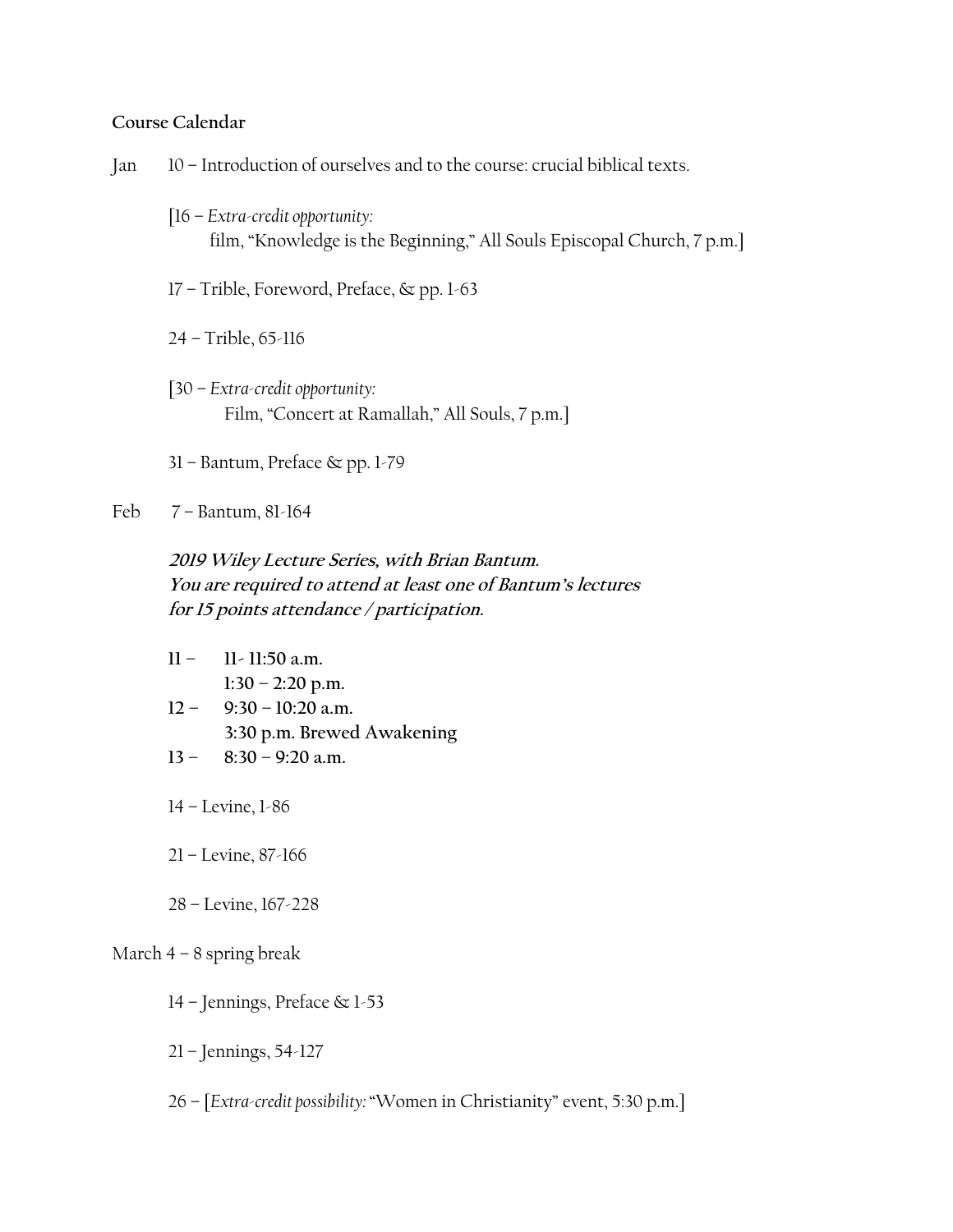**Course Calendar**

Jan 10 – Introduction of ourselves and to the course: crucial biblical texts.

[16 – *Extra-credit opportunity:*
film, "Knowledge is the Beginning," All Souls Episcopal Church, 7 p.m.]

17 – Trible, Foreword, Preface, & pp. 1-63

24 – Trible, 65-116

[30 – *Extra-credit opportunity:*
Film, "Concert at Ramallah," All Souls, 7 p.m.]

31 – Bantum, Preface & pp. 1-79

Feb 7 – Bantum, 81-164

***2019 Wiley Lecture Series, with Brian Bantum.***
***You are required to attend at least one of Bantum's lectures for 15 points attendance / participation.***

**11 – 11- 11:50 a.m.**
**1:30 – 2:20 p.m.**
**12 – 9:30 – 10:20 a.m.**
**3:30 p.m. Brewed Awakening**
**13 – 8:30 – 9:20 a.m.**

14 – Levine, 1-86

21 – Levine, 87-166

28 – Levine, 167-228

March 4 – 8 spring break

14 – Jennings, Preface & 1-53

21 – Jennings, 54-127

26 – [*Extra-credit possibility:* "Women in Christianity" event, 5:30 p.m.]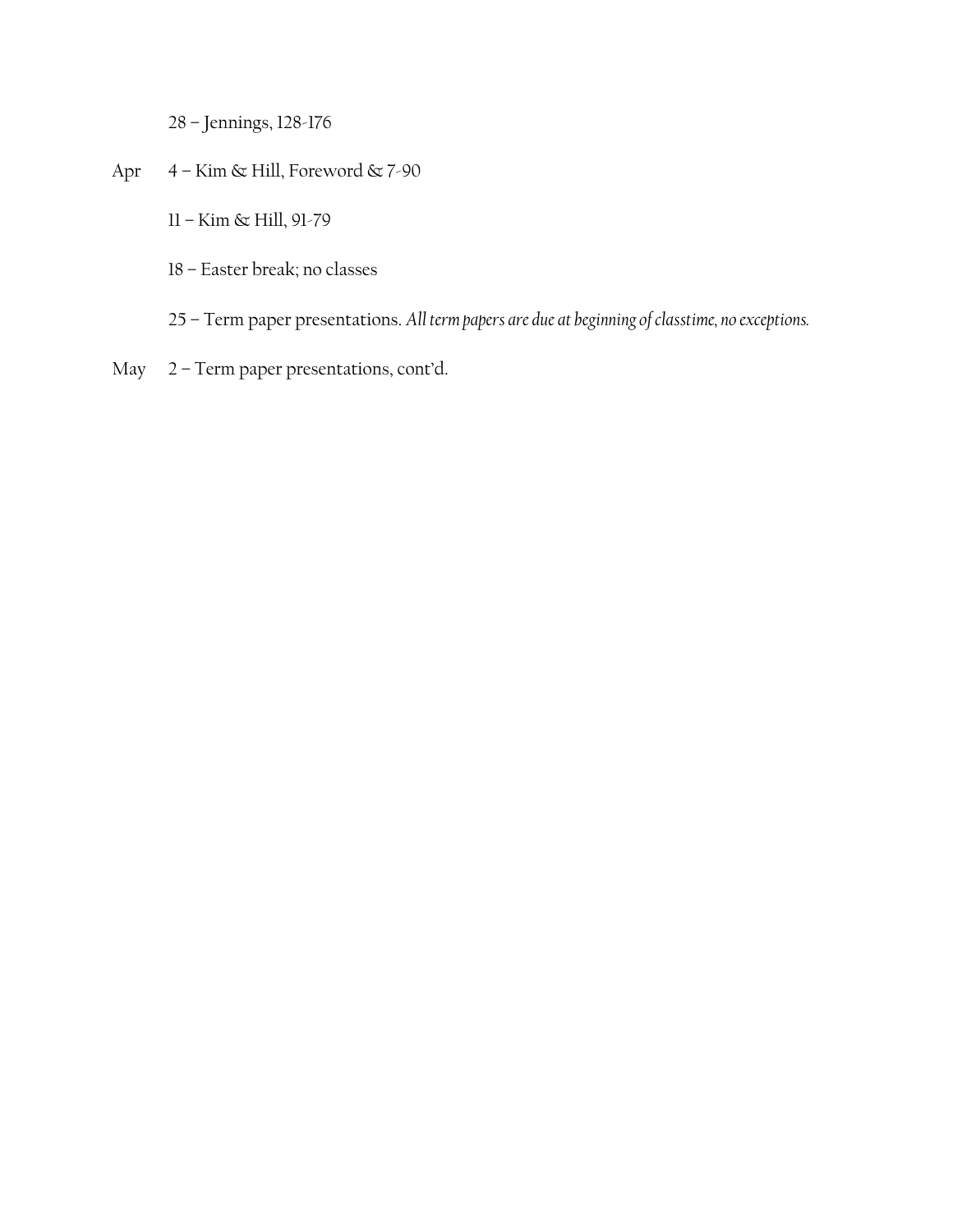28 – Jennings, 128-176

Apr 4 – Kim & Hill, Foreword & 7-90

11 – Kim & Hill, 91-79

18 – Easter break; no classes

25 – Term paper presentations. *All term papers are due at beginning of classtime, no exceptions.*

May 2 – Term paper presentations, cont'd.